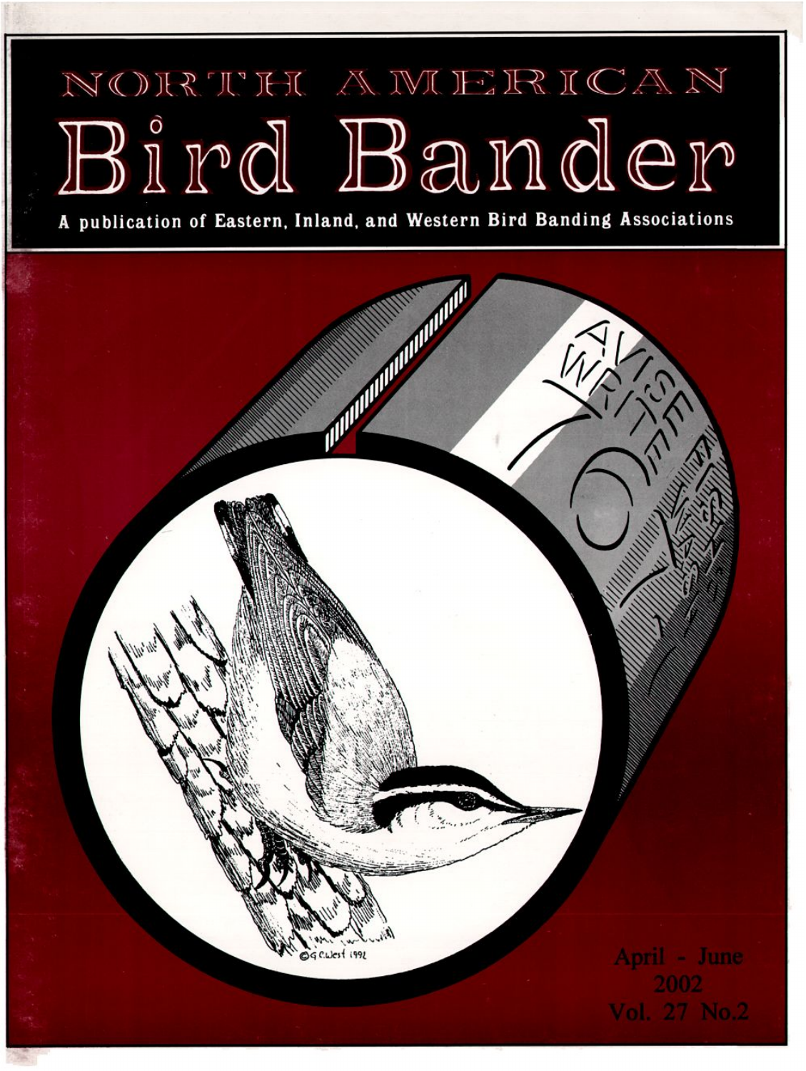# NORTH AMERICAN
# Bird Bander

**A publication of Eastern, Inland, and Western Bird Banding Associations**

April - June
2002
Vol. 27 No.2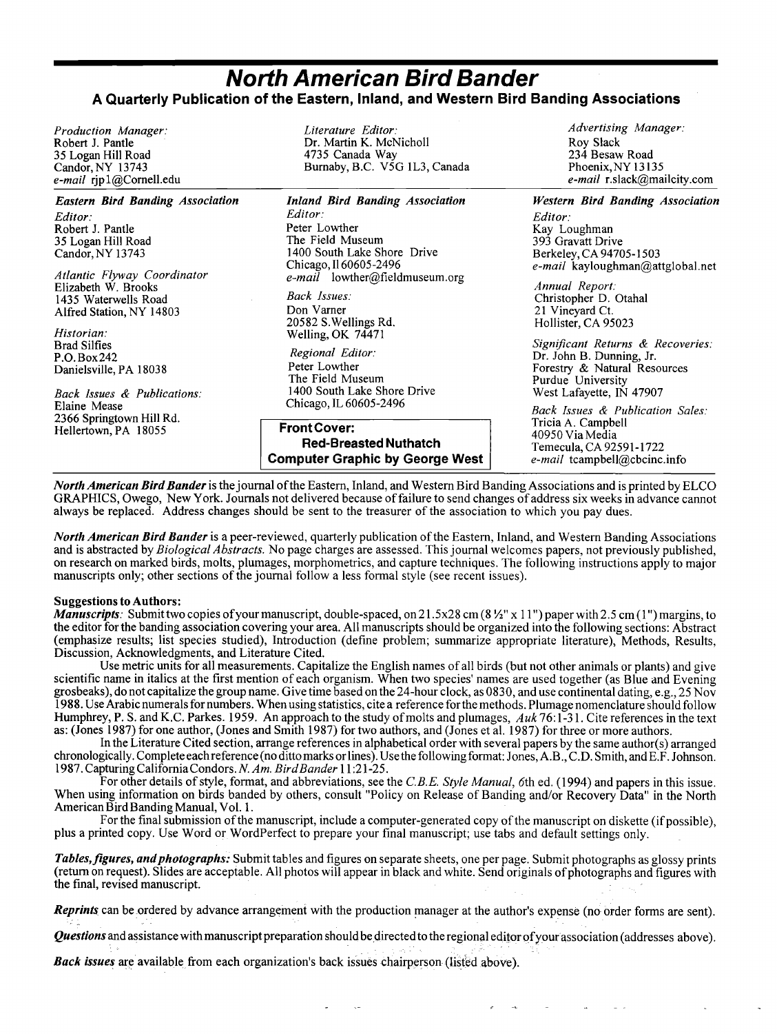# North American Bird Bander

## A Quarterly Publication of the Eastern, Inland, and Western Bird Banding Associations

*Production Manager:*
Robert J. Pantle
35 Logan Hill Road
Candor, NY 13743
*e-mail* rjp1@Cornell.edu

*Literature Editor:*
Dr. Martin K. McNicholl
4735 Canada Way
Burnaby, B.C. V5G 1L3, Canada

*Advertising Manager:*
Roy Slack
234 Besaw Road
Phoenix, NY 13135
*e-mail* r.slack@mailcity.com

***Eastern Bird Banding Association***

*Editor:*
Robert J. Pantle
35 Logan Hill Road
Candor, NY 13743

*Atlantic Flyway Coordinator*
Elizabeth W. Brooks
1435 Waterwells Road
Alfred Station, NY 14803

*Historian:*
Brad Silfies
P.O. Box 242
Danielsville, PA 18038

*Back Issues & Publications:*
Elaine Mease
2366 Springtown Hill Rd.
Hellertown, PA 18055

***Inland Bird Banding Association***

*Editor:*
Peter Lowther
The Field Museum
1400 South Lake Shore Drive
Chicago, Il 60605-2496
*e-mail* lowther@fieldmuseum.org

*Back Issues:*
Don Varner
20582 S.Wellings Rd.
Welling, OK 74471

*Regional Editor:*
Peter Lowther
The Field Museum
1400 South Lake Shore Drive
Chicago, IL 60605-2496

***Western Bird Banding Association***

*Editor:*
Kay Loughman
393 Gravatt Drive
Berkeley, CA 94705-1503
*e-mail* kayloughman@attglobal.net

*Annual Report:*
Christopher D. Otahal
21 Vineyard Ct.
Hollister, CA 95023

*Significant Returns & Recoveries:*
Dr. John B. Dunning, Jr.
Forestry & Natural Resources
Purdue University
West Lafayette, IN 47907

*Back Issues & Publication Sales:*
Tricia A. Campbell
40950 Via Media
Temecula, CA 92591-1722
*e-mail* tcampbell@cbcinc.info

**Front Cover:**
**Red-Breasted Nuthatch**
**Computer Graphic by George West**

***North American Bird Bander*** is the journal of the Eastern, Inland, and Western Bird Banding Associations and is printed by ELCO GRAPHICS, Owego, New York. Journals not delivered because of failure to send changes of address six weeks in advance cannot always be replaced. Address changes should be sent to the treasurer of the association to which you pay dues.

***North American Bird Bander*** is a peer-reviewed, quarterly publication of the Eastern, Inland, and Western Banding Associations and is abstracted by *Biological Abstracts*. No page charges are assessed. This journal welcomes papers, not previously published, on research on marked birds, molts, plumages, morphometrics, and capture techniques. The following instructions apply to major manuscripts only; other sections of the journal follow a less formal style (see recent issues).

**Suggestions to Authors:**

***Manuscripts***: Submit two copies of your manuscript, double-spaced, on 21.5x28 cm (8 ½" x 11") paper with 2.5 cm (1") margins, to the editor for the banding association covering your area. All manuscripts should be organized into the following sections: Abstract (emphasize results; list species studied), Introduction (define problem; summarize appropriate literature), Methods, Results, Discussion, Acknowledgments, and Literature Cited.

Use metric units for all measurements. Capitalize the English names of all birds (but not other animals or plants) and give scientific name in italics at the first mention of each organism. When two species' names are used together (as Blue and Evening grosbeaks), do not capitalize the group name. Give time based on the 24-hour clock, as 0830, and use continental dating, e.g., 25 Nov 1988. Use Arabic numerals for numbers. When using statistics, cite a reference for the methods. Plumage nomenclature should follow Humphrey, P. S. and K.C. Parkes. 1959. An approach to the study of molts and plumages, *Auk* 76:1-31. Cite references in the text as: (Jones 1987) for one author, (Jones and Smith 1987) for two authors, and (Jones et al. 1987) for three or more authors.

In the Literature Cited section, arrange references in alphabetical order with several papers by the same author(s) arranged chronologically. Complete each reference (no ditto marks or lines). Use the following format: Jones, A.B., C.D. Smith, and E.F. Johnson. 1987. Capturing California Condors. *N. Am. Bird Bander* 11:21-25.

For other details of style, format, and abbreviations, see the *C.B.E. Style Manual*, 6th ed. (1994) and papers in this issue. When using information on birds banded by others, consult "Policy on Release of Banding and/or Recovery Data" in the North American Bird Banding Manual, Vol. 1.

For the final submission of the manuscript, include a computer-generated copy of the manuscript on diskette (if possible), plus a printed copy. Use Word or WordPerfect to prepare your final manuscript; use tabs and default settings only.

***Tables, figures, and photographs:*** Submit tables and figures on separate sheets, one per page. Submit photographs as glossy prints (return on request). Slides are acceptable. All photos will appear in black and white. Send originals of photographs and figures with the final, revised manuscript.

***Reprints*** can be ordered by advance arrangement with the production manager at the author's expense (no order forms are sent).

***Questions*** and assistance with manuscript preparation should be directed to the regional editor of your association (addresses above).

***Back issues*** are available from each organization's back issues chairperson (listed above).